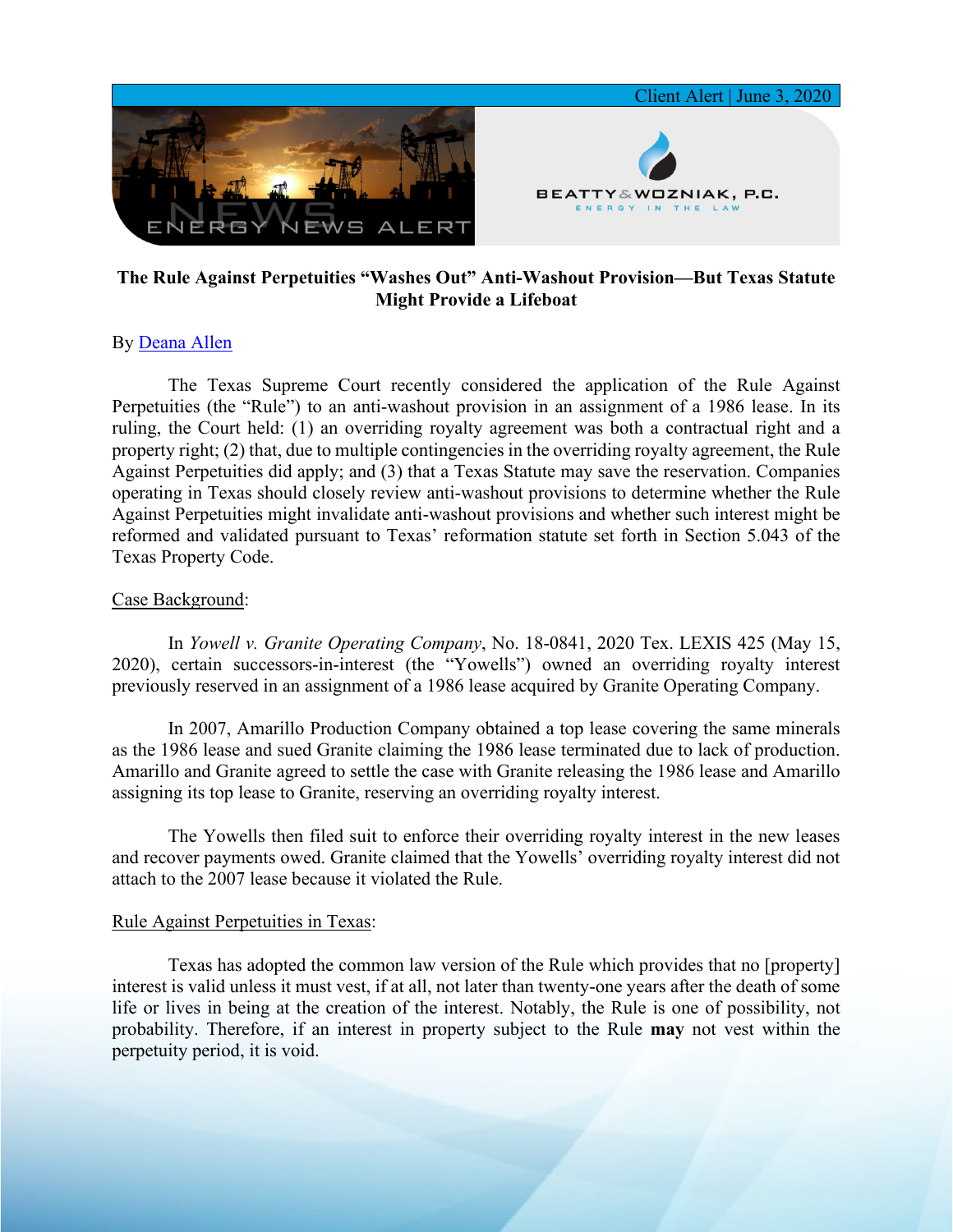Client Alert | June 3, 2020

ENERGY NEWS ALERT

BEATTY & WOZNIAK, P.C.
ENERGY IN THE LAW

**The Rule Against Perpetuities "Washes Out" Anti-Washout Provision—But Texas Statute Might Provide a Lifeboat**

By Deana Allen

The Texas Supreme Court recently considered the application of the Rule Against Perpetuities (the "Rule") to an anti-washout provision in an assignment of a 1986 lease. In its ruling, the Court held: (1) an overriding royalty agreement was both a contractual right and a property right; (2) that, due to multiple contingencies in the overriding royalty agreement, the Rule Against Perpetuities did apply; and (3) that a Texas Statute may save the reservation. Companies operating in Texas should closely review anti-washout provisions to determine whether the Rule Against Perpetuities might invalidate anti-washout provisions and whether such interest might be reformed and validated pursuant to Texas' reformation statute set forth in Section 5.043 of the Texas Property Code.

Case Background:

In *Yowell v. Granite Operating Company*, No. 18-0841, 2020 Tex. LEXIS 425 (May 15, 2020), certain successors-in-interest (the "Yowells") owned an overriding royalty interest previously reserved in an assignment of a 1986 lease acquired by Granite Operating Company.

In 2007, Amarillo Production Company obtained a top lease covering the same minerals as the 1986 lease and sued Granite claiming the 1986 lease terminated due to lack of production. Amarillo and Granite agreed to settle the case with Granite releasing the 1986 lease and Amarillo assigning its top lease to Granite, reserving an overriding royalty interest.

The Yowells then filed suit to enforce their overriding royalty interest in the new leases and recover payments owed. Granite claimed that the Yowells' overriding royalty interest did not attach to the 2007 lease because it violated the Rule.

Rule Against Perpetuities in Texas:

Texas has adopted the common law version of the Rule which provides that no [property] interest is valid unless it must vest, if at all, not later than twenty-one years after the death of some life or lives in being at the creation of the interest. Notably, the Rule is one of possibility, not probability. Therefore, if an interest in property subject to the Rule **may** not vest within the perpetuity period, it is void.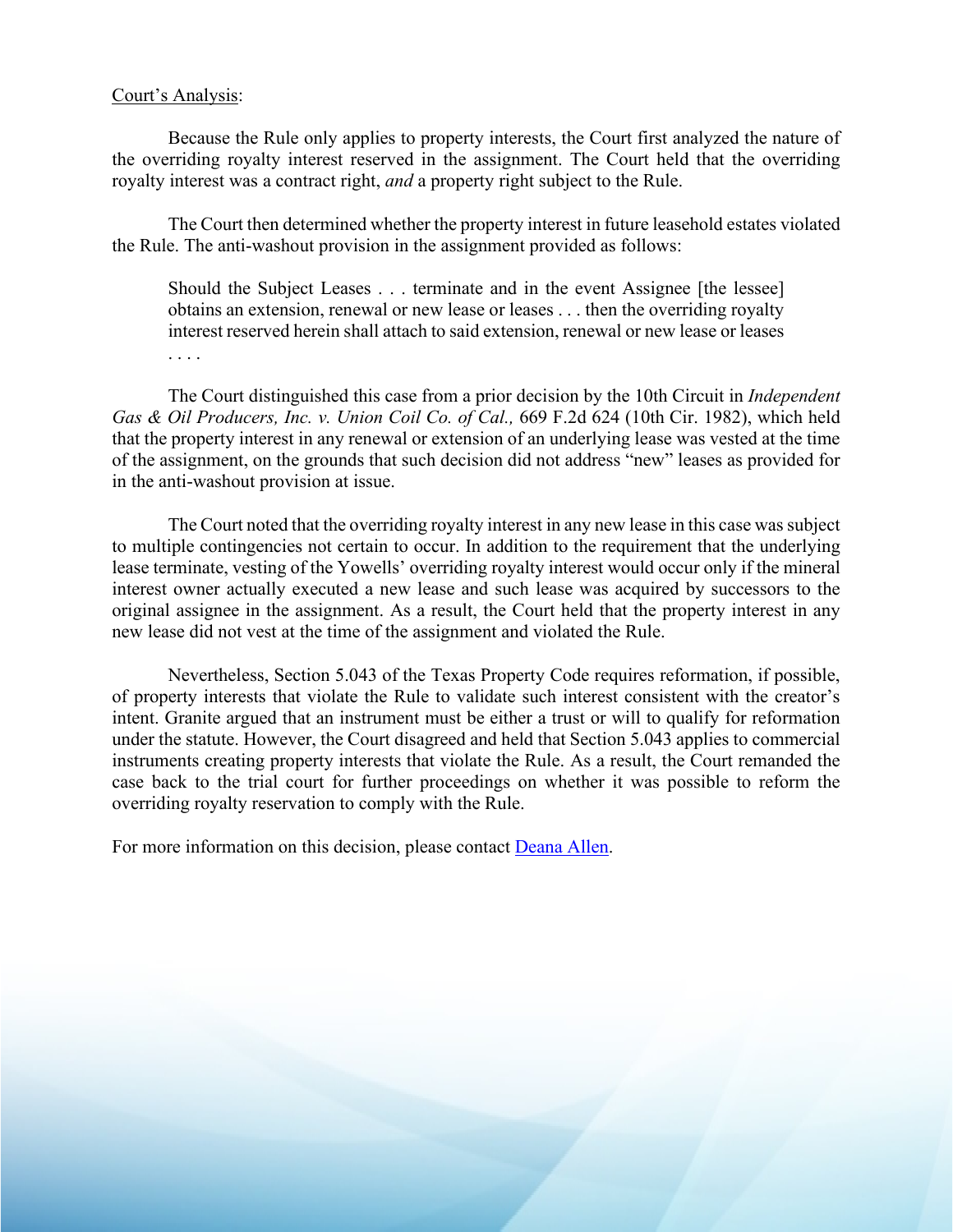Court's Analysis:

Because the Rule only applies to property interests, the Court first analyzed the nature of the overriding royalty interest reserved in the assignment. The Court held that the overriding royalty interest was a contract right, *and* a property right subject to the Rule.

The Court then determined whether the property interest in future leasehold estates violated the Rule. The anti-washout provision in the assignment provided as follows:

> Should the Subject Leases . . . terminate and in the event Assignee [the lessee] obtains an extension, renewal or new lease or leases . . . then the overriding royalty interest reserved herein shall attach to said extension, renewal or new lease or leases . . . .

The Court distinguished this case from a prior decision by the 10th Circuit in *Independent Gas & Oil Producers, Inc. v. Union Coil Co. of Cal.,* 669 F.2d 624 (10th Cir. 1982), which held that the property interest in any renewal or extension of an underlying lease was vested at the time of the assignment, on the grounds that such decision did not address "new" leases as provided for in the anti-washout provision at issue.

The Court noted that the overriding royalty interest in any new lease in this case was subject to multiple contingencies not certain to occur. In addition to the requirement that the underlying lease terminate, vesting of the Yowells' overriding royalty interest would occur only if the mineral interest owner actually executed a new lease and such lease was acquired by successors to the original assignee in the assignment. As a result, the Court held that the property interest in any new lease did not vest at the time of the assignment and violated the Rule.

Nevertheless, Section 5.043 of the Texas Property Code requires reformation, if possible, of property interests that violate the Rule to validate such interest consistent with the creator's intent. Granite argued that an instrument must be either a trust or will to qualify for reformation under the statute. However, the Court disagreed and held that Section 5.043 applies to commercial instruments creating property interests that violate the Rule. As a result, the Court remanded the case back to the trial court for further proceedings on whether it was possible to reform the overriding royalty reservation to comply with the Rule.

For more information on this decision, please contact Deana Allen.